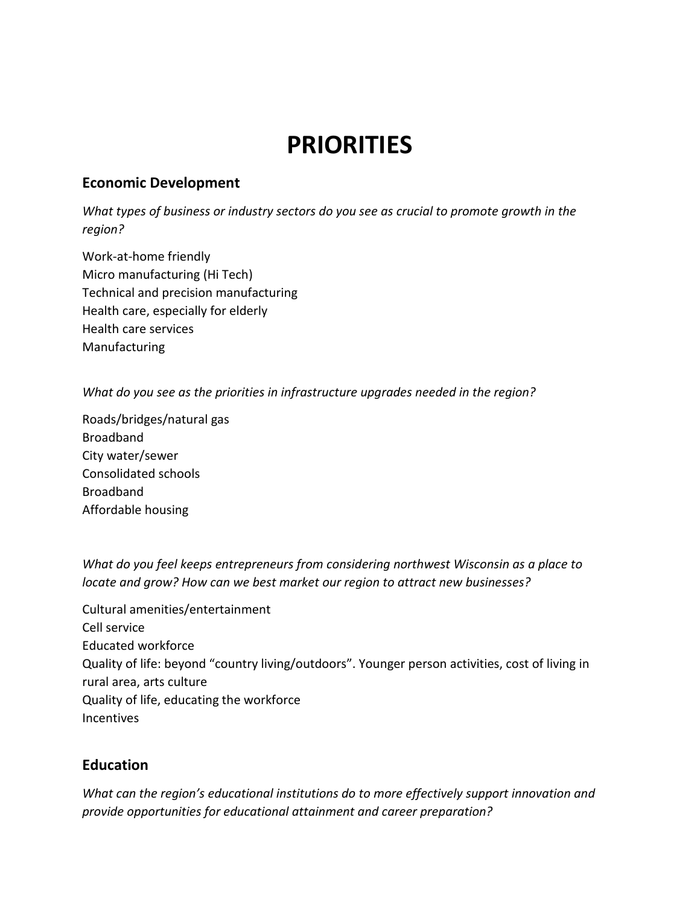# PRIORITIES

## Economic Development

*What types of business or industry sectors do you see as crucial to promote growth in the region?*

Work-at-home friendly
Micro manufacturing (Hi Tech)
Technical and precision manufacturing
Health care, especially for elderly
Health care services
Manufacturing

*What do you see as the priorities in infrastructure upgrades needed in the region?*

Roads/bridges/natural gas
Broadband
City water/sewer
Consolidated schools
Broadband
Affordable housing

*What do you feel keeps entrepreneurs from considering northwest Wisconsin as a place to locate and grow? How can we best market our region to attract new businesses?*

Cultural amenities/entertainment
Cell service
Educated workforce
Quality of life: beyond "country living/outdoors". Younger person activities, cost of living in rural area, arts culture
Quality of life, educating the workforce
Incentives

## Education

*What can the region's educational institutions do to more effectively support innovation and provide opportunities for educational attainment and career preparation?*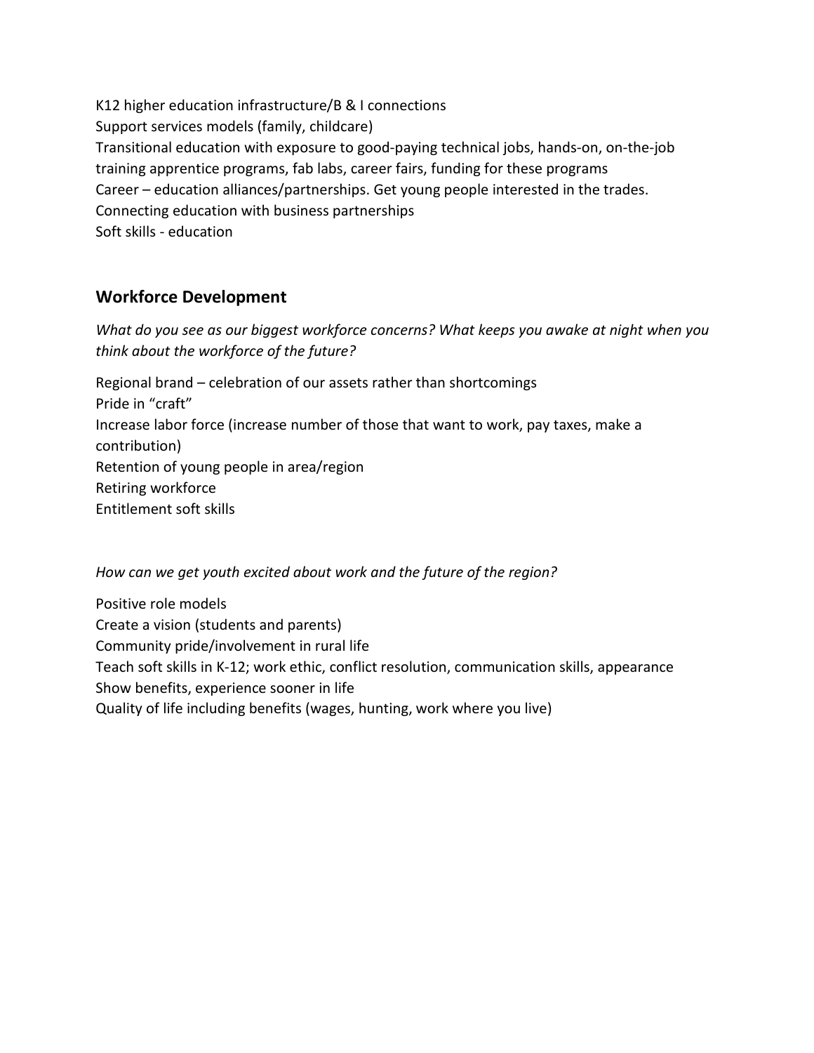K12 higher education infrastructure/B & I connections

Support services models (family, childcare)

Transitional education with exposure to good-paying technical jobs, hands-on, on-the-job training apprentice programs, fab labs, career fairs, funding for these programs

Career – education alliances/partnerships. Get young people interested in the trades.

Connecting education with business partnerships

Soft skills - education

## Workforce Development

*What do you see as our biggest workforce concerns? What keeps you awake at night when you think about the workforce of the future?*

Regional brand – celebration of our assets rather than shortcomings

Pride in "craft"

Increase labor force (increase number of those that want to work, pay taxes, make a contribution)

Retention of young people in area/region

Retiring workforce

Entitlement soft skills

*How can we get youth excited about work and the future of the region?*

Positive role models

Create a vision (students and parents)

Community pride/involvement in rural life

Teach soft skills in K-12; work ethic, conflict resolution, communication skills, appearance

Show benefits, experience sooner in life

Quality of life including benefits (wages, hunting, work where you live)